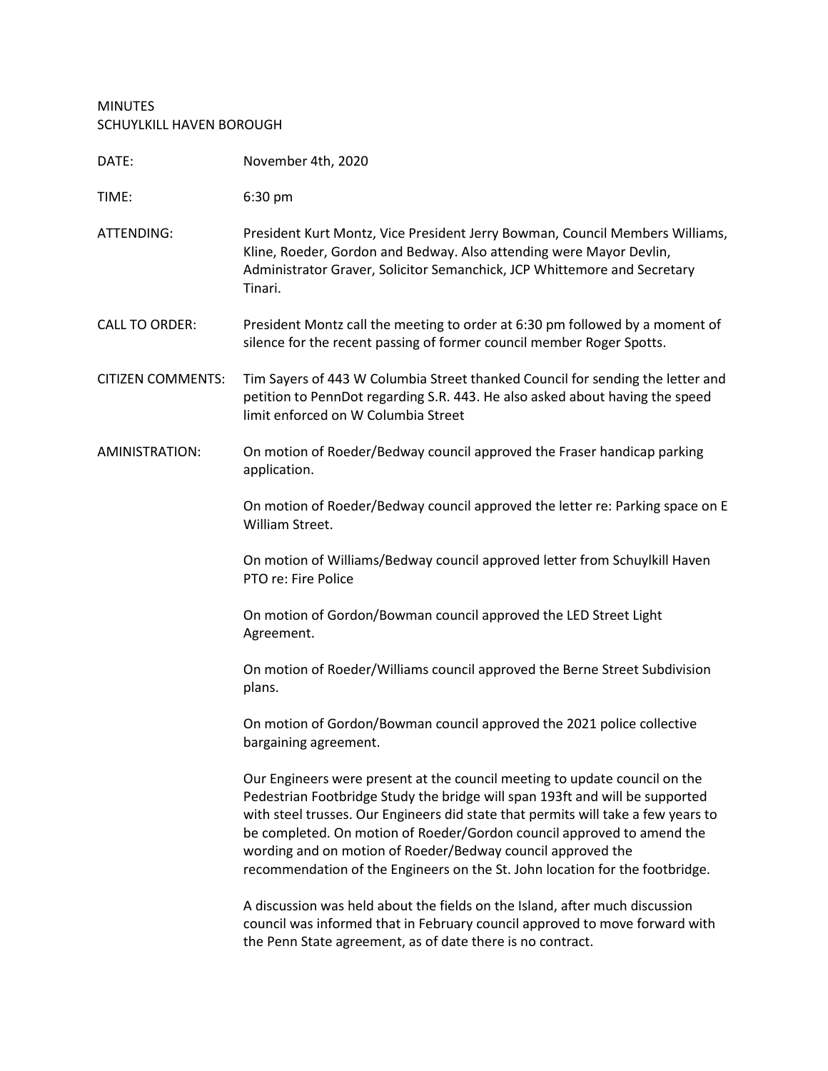MINUTES
SCHUYLKILL HAVEN BOROUGH

**DATE:** November 4th, 2020

**TIME:** 6:30 pm

**ATTENDING:** President Kurt Montz, Vice President Jerry Bowman, Council Members Williams, Kline, Roeder, Gordon and Bedway. Also attending were Mayor Devlin, Administrator Graver, Solicitor Semanchick, JCP Whittemore and Secretary Tinari.

**CALL TO ORDER:** President Montz call the meeting to order at 6:30 pm followed by a moment of silence for the recent passing of former council member Roger Spotts.

**CITIZEN COMMENTS:** Tim Sayers of 443 W Columbia Street thanked Council for sending the letter and petition to PennDot regarding S.R. 443. He also asked about having the speed limit enforced on W Columbia Street

**AMINISTRATION:** On motion of Roeder/Bedway council approved the Fraser handicap parking application.

On motion of Roeder/Bedway council approved the letter re: Parking space on E William Street.

On motion of Williams/Bedway council approved letter from Schuylkill Haven PTO re: Fire Police

On motion of Gordon/Bowman council approved the LED Street Light Agreement.

On motion of Roeder/Williams council approved the Berne Street Subdivision plans.

On motion of Gordon/Bowman council approved the 2021 police collective bargaining agreement.

Our Engineers were present at the council meeting to update council on the Pedestrian Footbridge Study the bridge will span 193ft and will be supported with steel trusses. Our Engineers did state that permits will take a few years to be completed. On motion of Roeder/Gordon council approved to amend the wording and on motion of Roeder/Bedway council approved the recommendation of the Engineers on the St. John location for the footbridge.

A discussion was held about the fields on the Island, after much discussion council was informed that in February council approved to move forward with the Penn State agreement, as of date there is no contract.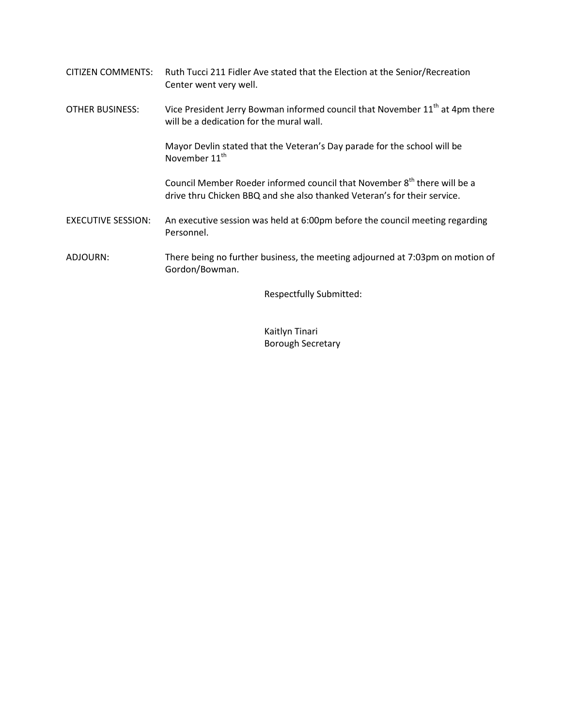CITIZEN COMMENTS: Ruth Tucci 211 Fidler Ave stated that the Election at the Senior/Recreation Center went very well.

OTHER BUSINESS: Vice President Jerry Bowman informed council that November 11th at 4pm there will be a dedication for the mural wall.

Mayor Devlin stated that the Veteran's Day parade for the school will be November 11th

Council Member Roeder informed council that November 8th there will be a drive thru Chicken BBQ and she also thanked Veteran's for their service.

EXECUTIVE SESSION: An executive session was held at 6:00pm before the council meeting regarding Personnel.

ADJOURN: There being no further business, the meeting adjourned at 7:03pm on motion of Gordon/Bowman.

Respectfully Submitted:

Kaitlyn Tinari
Borough Secretary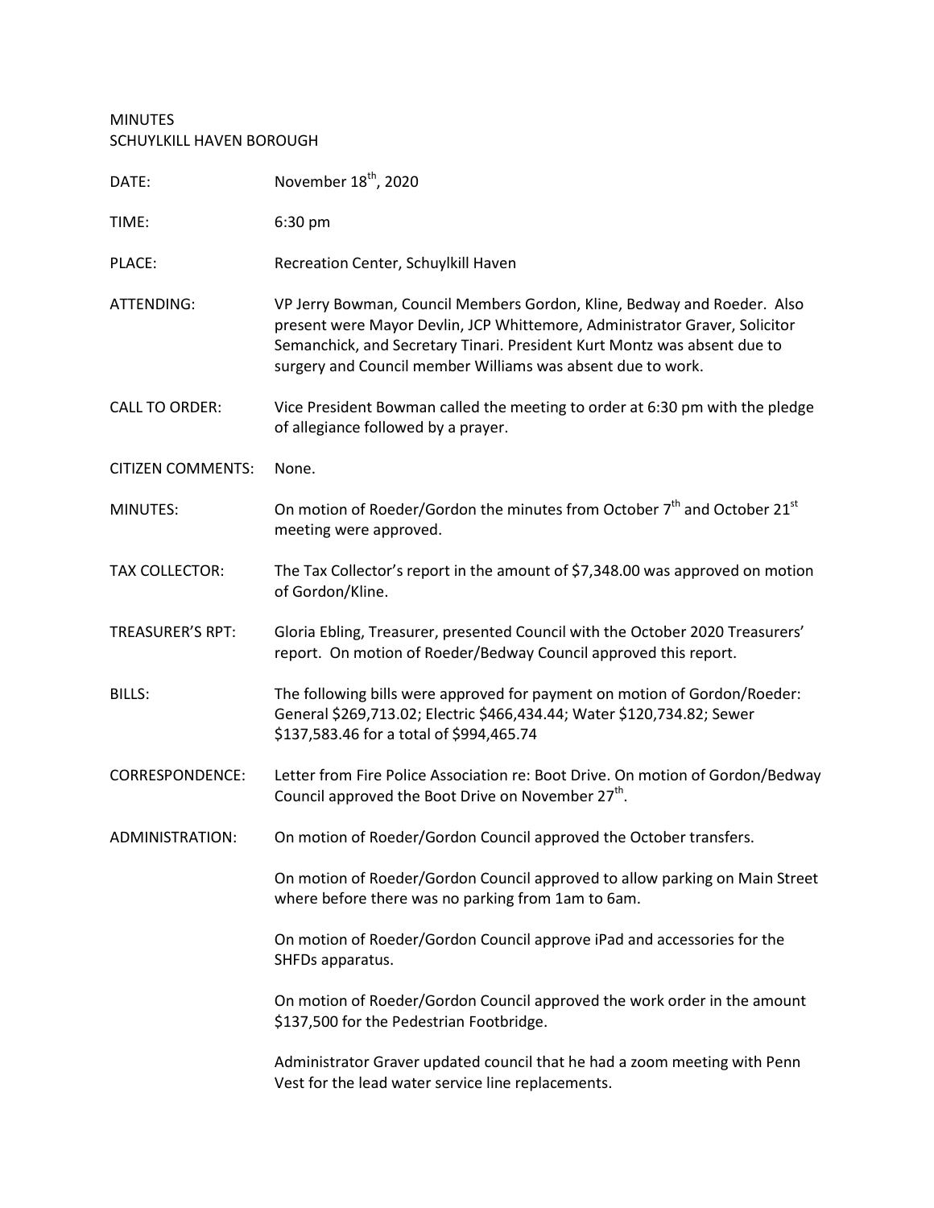MINUTES
SCHUYLKILL HAVEN BOROUGH

| | |
|---|---|
| DATE: | November 18th, 2020 |
| TIME: | 6:30 pm |
| PLACE: | Recreation Center, Schuylkill Haven |
| ATTENDING: | VP Jerry Bowman, Council Members Gordon, Kline, Bedway and Roeder. Also present were Mayor Devlin, JCP Whittemore, Administrator Graver, Solicitor Semanchick, and Secretary Tinari. President Kurt Montz was absent due to surgery and Council member Williams was absent due to work. |
| CALL TO ORDER: | Vice President Bowman called the meeting to order at 6:30 pm with the pledge of allegiance followed by a prayer. |
| CITIZEN COMMENTS: | None. |
| MINUTES: | On motion of Roeder/Gordon the minutes from October 7th and October 21st meeting were approved. |
| TAX COLLECTOR: | The Tax Collector's report in the amount of $7,348.00 was approved on motion of Gordon/Kline. |
| TREASURER'S RPT: | Gloria Ebling, Treasurer, presented Council with the October 2020 Treasurers' report. On motion of Roeder/Bedway Council approved this report. |
| BILLS: | The following bills were approved for payment on motion of Gordon/Roeder: General $269,713.02; Electric $466,434.44; Water $120,734.82; Sewer $137,583.46 for a total of $994,465.74 |
| CORRESPONDENCE: | Letter from Fire Police Association re: Boot Drive. On motion of Gordon/Bedway Council approved the Boot Drive on November 27th. |
| ADMINISTRATION: | On motion of Roeder/Gordon Council approved the October transfers. |
| | On motion of Roeder/Gordon Council approved to allow parking on Main Street where before there was no parking from 1am to 6am. |
| | On motion of Roeder/Gordon Council approve iPad and accessories for the SHFDs apparatus. |
| | On motion of Roeder/Gordon Council approved the work order in the amount $137,500 for the Pedestrian Footbridge. |
| | Administrator Graver updated council that he had a zoom meeting with Penn Vest for the lead water service line replacements. |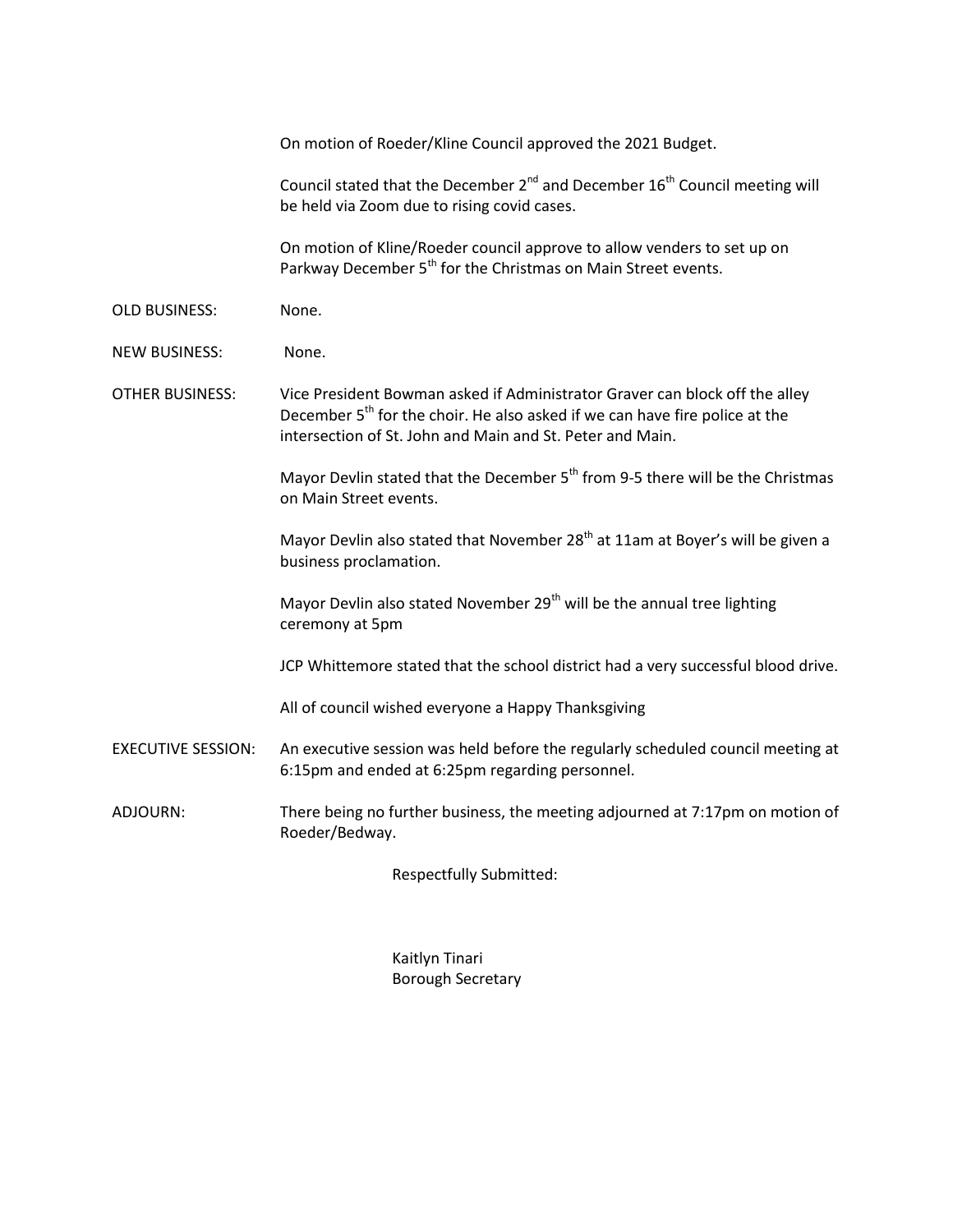On motion of Roeder/Kline Council approved the 2021 Budget.

Council stated that the December 2nd and December 16th Council meeting will be held via Zoom due to rising covid cases.

On motion of Kline/Roeder council approve to allow venders to set up on Parkway December 5th for the Christmas on Main Street events.

OLD BUSINESS: None.

NEW BUSINESS: None.

OTHER BUSINESS: Vice President Bowman asked if Administrator Graver can block off the alley December 5th for the choir. He also asked if we can have fire police at the intersection of St. John and Main and St. Peter and Main.

Mayor Devlin stated that the December 5th from 9-5 there will be the Christmas on Main Street events.

Mayor Devlin also stated that November 28th at 11am at Boyer's will be given a business proclamation.

Mayor Devlin also stated November 29th will be the annual tree lighting ceremony at 5pm

JCP Whittemore stated that the school district had a very successful blood drive.

All of council wished everyone a Happy Thanksgiving

EXECUTIVE SESSION: An executive session was held before the regularly scheduled council meeting at 6:15pm and ended at 6:25pm regarding personnel.

ADJOURN: There being no further business, the meeting adjourned at 7:17pm on motion of Roeder/Bedway.

Respectfully Submitted:

Kaitlyn Tinari
Borough Secretary